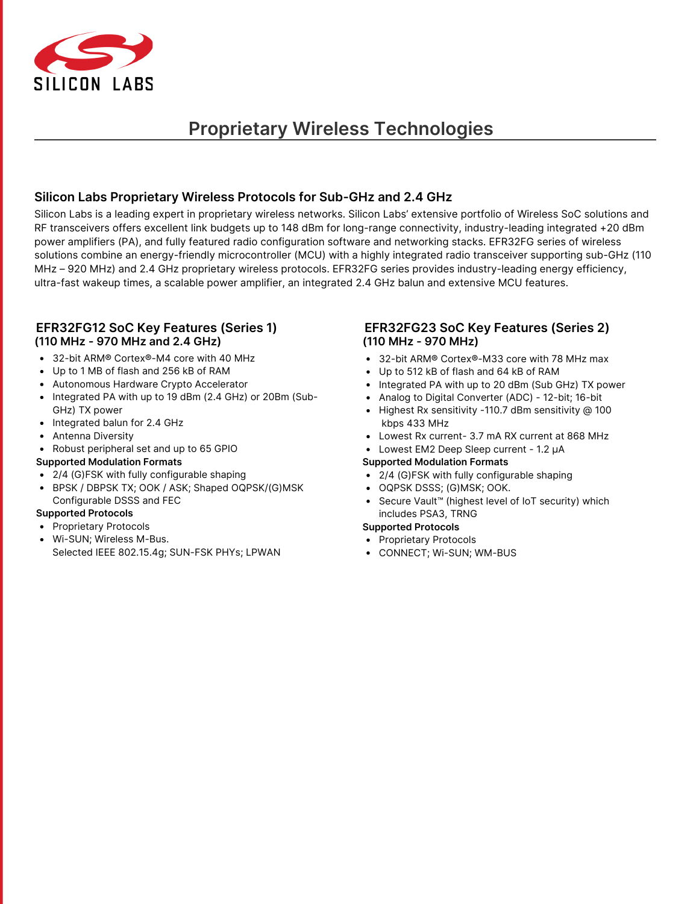SILICON LABS

# Proprietary Wireless Technologies

## Silicon Labs Proprietary Wireless Protocols for Sub-GHz and 2.4 GHz

Silicon Labs is a leading expert in proprietary wireless networks. Silicon Labs' extensive portfolio of Wireless SoC solutions and RF transceivers offers excellent link budgets up to 148 dBm for long-range connectivity, industry-leading integrated +20 dBm power amplifiers (PA), and fully featured radio configuration software and networking stacks. EFR32FG series of wireless solutions combine an energy-friendly microcontroller (MCU) with a highly integrated radio transceiver supporting sub-GHz (110 MHz – 920 MHz) and 2.4 GHz proprietary wireless protocols. EFR32FG series provides industry-leading energy efficiency, ultra-fast wakeup times, a scalable power amplifier, an integrated 2.4 GHz balun and extensive MCU features.

### EFR32FG12 SoC Key Features (Series 1) (110 MHz - 970 MHz and 2.4 GHz)

- 32-bit ARM® Cortex®-M4 core with 40 MHz
- Up to 1 MB of flash and 256 kB of RAM
- Autonomous Hardware Crypto Accelerator
- Integrated PA with up to 19 dBm (2.4 GHz) or 20Bm (Sub-GHz) TX power
- Integrated balun for 2.4 GHz
- Antenna Diversity
- Robust peripheral set and up to 65 GPIO

**Supported Modulation Formats**

- 2/4 (G)FSK with fully configurable shaping
- BPSK / DBPSK TX; OOK / ASK; Shaped OQPSK/(G)MSK Configurable DSSS and FEC

**Supported Protocols**

- Proprietary Protocols
- Wi-SUN; Wireless M-Bus.
  Selected IEEE 802.15.4g; SUN-FSK PHYs; LPWAN

### EFR32FG23 SoC Key Features (Series 2) (110 MHz - 970 MHz)

- 32-bit ARM® Cortex®-M33 core with 78 MHz max
- Up to 512 kB of flash and 64 kB of RAM
- Integrated PA with up to 20 dBm (Sub GHz) TX power
- Analog to Digital Converter (ADC) - 12-bit; 16-bit
- Highest Rx sensitivity -110.7 dBm sensitivity @ 100 kbps 433 MHz
- Lowest Rx current- 3.7 mA RX current at 868 MHz
- Lowest EM2 Deep Sleep current - 1.2 µA

**Supported Modulation Formats**

- 2/4 (G)FSK with fully configurable shaping
- OQPSK DSSS; (G)MSK; OOK.
- Secure Vault™ (highest level of IoT security) which includes PSA3, TRNG

**Supported Protocols**

- Proprietary Protocols
- CONNECT; Wi-SUN; WM-BUS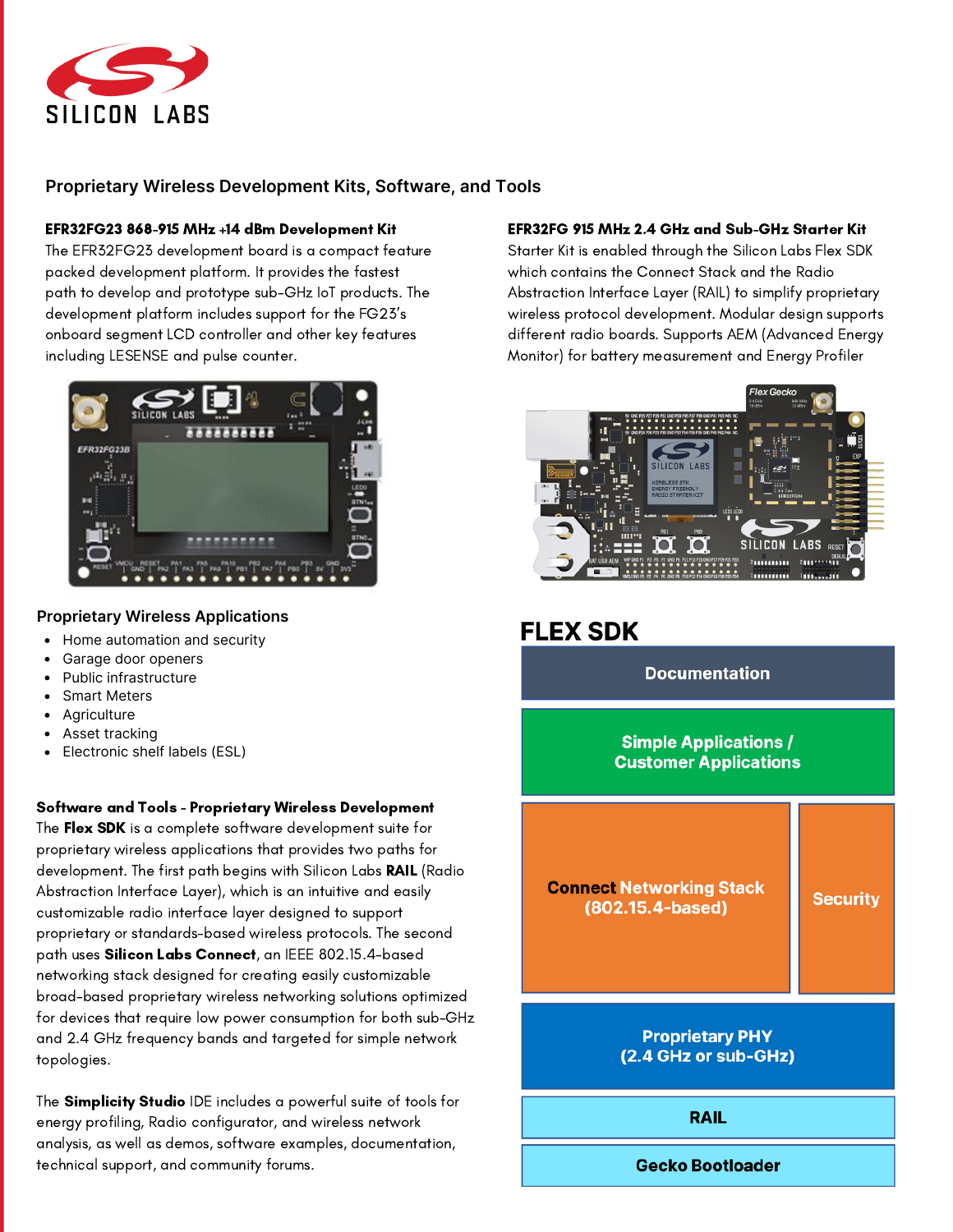## Proprietary Wireless Development Kits, Software, and Tools

**EFR32FG23 868-915 MHz +14 dBm Development Kit**
The EFR32FG23 development board is a compact feature packed development platform. It provides the fastest path to develop and prototype sub-GHz IoT products. The development platform includes support for the FG23's onboard segment LCD controller and other key features including LESENSE and pulse counter.

**EFR32FG 915 MHz 2.4 GHz and Sub-GHz Starter Kit**
Starter Kit is enabled through the Silicon Labs Flex SDK which contains the Connect Stack and the Radio Abstraction Interface Layer (RAIL) to simplify proprietary wireless protocol development. Modular design supports different radio boards. Supports AEM (Advanced Energy Monitor) for battery measurement and Energy Profiler

### Proprietary Wireless Applications

- Home automation and security
- Garage door openers
- Public infrastructure
- Smart Meters
- Agriculture
- Asset tracking
- Electronic shelf labels (ESL)

**Software and Tools - Proprietary Wireless Development**
The **Flex SDK** is a complete software development suite for proprietary wireless applications that provides two paths for development. The first path begins with Silicon Labs **RAIL** (Radio Abstraction Interface Layer), which is an intuitive and easily customizable radio interface layer designed to support proprietary or standards-based wireless protocols. The second path uses **Silicon Labs Connect**, an IEEE 802.15.4-based networking stack designed for creating easily customizable broad-based proprietary wireless networking solutions optimized for devices that require low power consumption for both sub-GHz and 2.4 GHz frequency bands and targeted for simple network topologies.

The **Simplicity Studio** IDE includes a powerful suite of tools for energy profiling, Radio configurator, and wireless network analysis, as well as demos, software examples, documentation, technical support, and community forums.

## FLEX SDK

Documentation

Simple Applications / Customer Applications

Connect Networking Stack (802.15.4-based)

Security

Proprietary PHY (2.4 GHz or sub-GHz)

RAIL

Gecko Bootloader